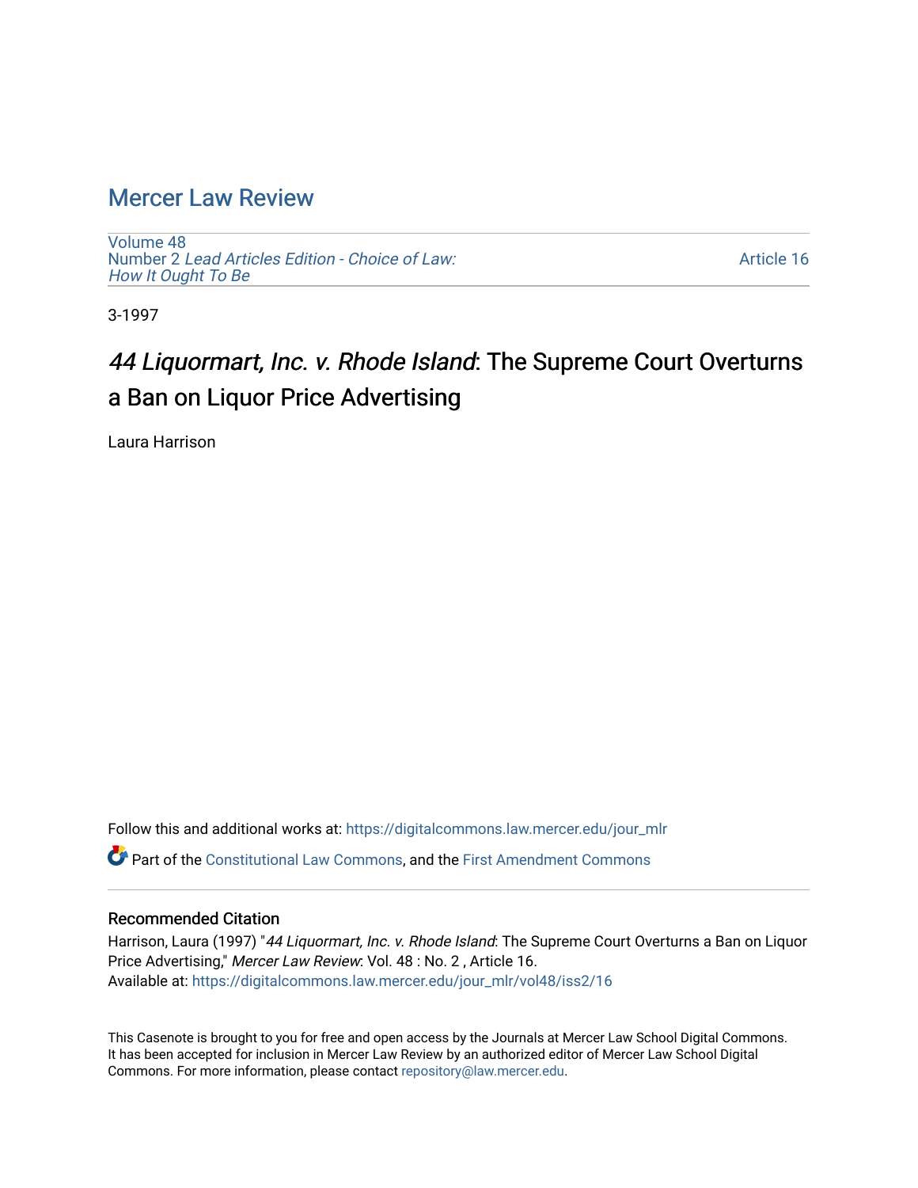# Mercer Law Review

Volume 48
Number 2 *Lead Articles Edition - Choice of Law: How It Ought To Be*

Article 16

3-1997

## *44 Liquormart, Inc. v. Rhode Island*: The Supreme Court Overturns a Ban on Liquor Price Advertising

Laura Harrison

Follow this and additional works at: https://digitalcommons.law.mercer.edu/jour_mlr

Part of the Constitutional Law Commons, and the First Amendment Commons

### Recommended Citation

Harrison, Laura (1997) "*44 Liquormart, Inc. v. Rhode Island*: The Supreme Court Overturns a Ban on Liquor Price Advertising," *Mercer Law Review*: Vol. 48 : No. 2 , Article 16.
Available at: https://digitalcommons.law.mercer.edu/jour_mlr/vol48/iss2/16

This Casenote is brought to you for free and open access by the Journals at Mercer Law School Digital Commons. It has been accepted for inclusion in Mercer Law Review by an authorized editor of Mercer Law School Digital Commons. For more information, please contact repository@law.mercer.edu.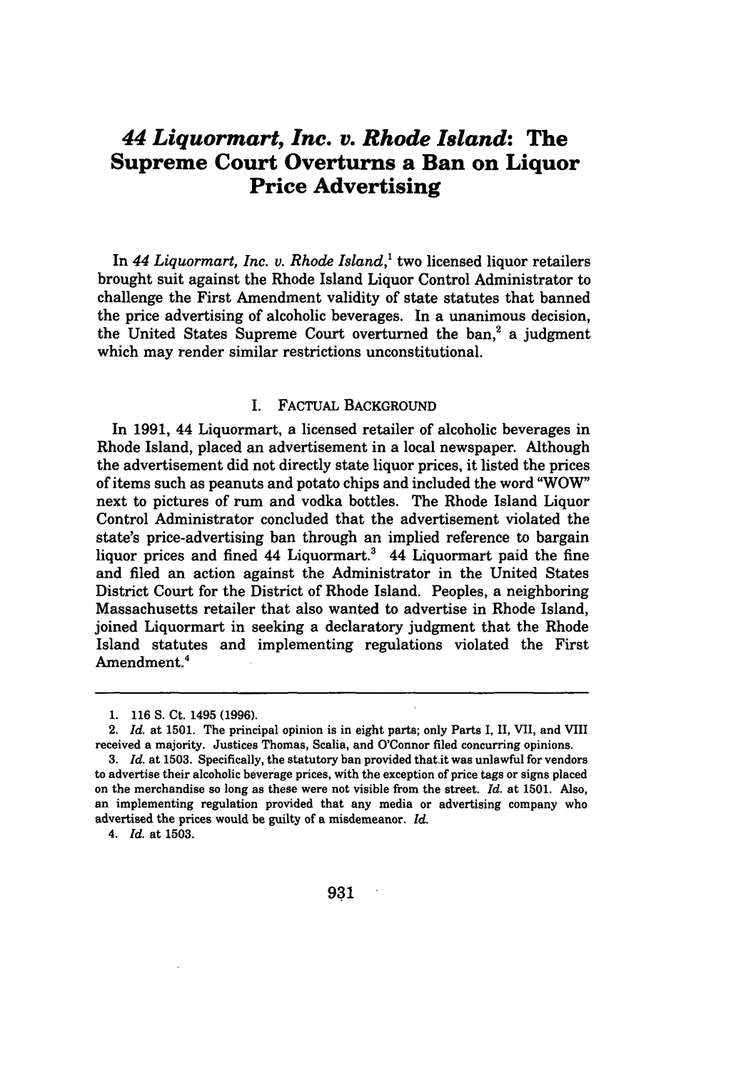# *44 Liquormart, Inc. v. Rhode Island*: The Supreme Court Overturns a Ban on Liquor Price Advertising

In *44 Liquormart, Inc. v. Rhode Island*,[1] two licensed liquor retailers brought suit against the Rhode Island Liquor Control Administrator to challenge the First Amendment validity of state statutes that banned the price advertising of alcoholic beverages. In a unanimous decision, the United States Supreme Court overturned the ban,[2] a judgment which may render similar restrictions unconstitutional.

## I. FACTUAL BACKGROUND

In 1991, 44 Liquormart, a licensed retailer of alcoholic beverages in Rhode Island, placed an advertisement in a local newspaper. Although the advertisement did not directly state liquor prices, it listed the prices of items such as peanuts and potato chips and included the word "WOW" next to pictures of rum and vodka bottles. The Rhode Island Liquor Control Administrator concluded that the advertisement violated the state's price-advertising ban through an implied reference to bargain liquor prices and fined 44 Liquormart.[3] 44 Liquormart paid the fine and filed an action against the Administrator in the United States District Court for the District of Rhode Island. Peoples, a neighboring Massachusetts retailer that also wanted to advertise in Rhode Island, joined Liquormart in seeking a declaratory judgment that the Rhode Island statutes and implementing regulations violated the First Amendment.[4]

---

1. 116 S. Ct. 1495 (1996).

2. *Id.* at 1501. The principal opinion is in eight parts; only Parts I, II, VII, and VIII received a majority. Justices Thomas, Scalia, and O'Connor filed concurring opinions.

3. *Id.* at 1503. Specifically, the statutory ban provided that it was unlawful for vendors to advertise their alcoholic beverage prices, with the exception of price tags or signs placed on the merchandise so long as these were not visible from the street. *Id.* at 1501. Also, an implementing regulation provided that any media or advertising company who advertised the prices would be guilty of a misdemeanor. *Id.*

4. *Id.* at 1503.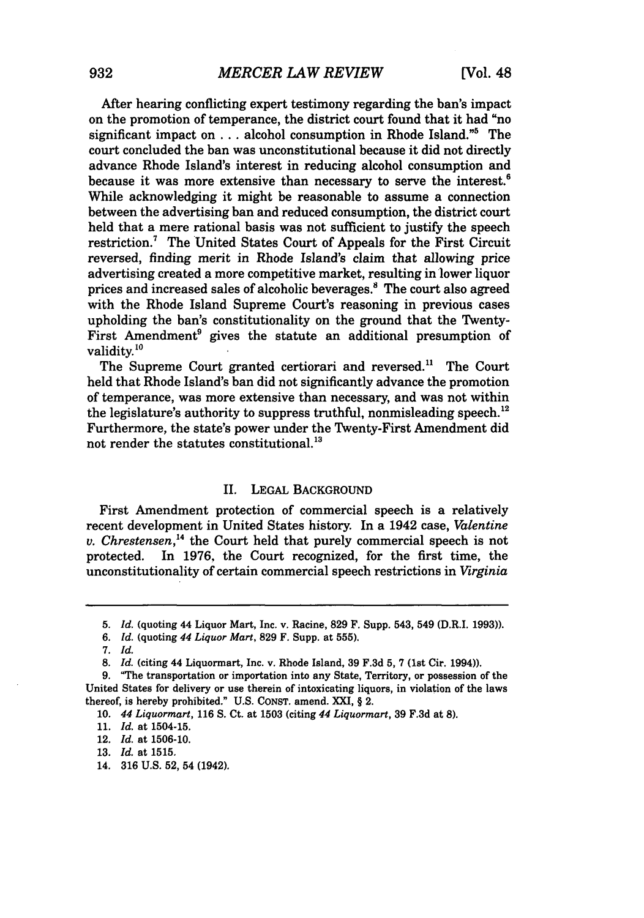After hearing conflicting expert testimony regarding the ban's impact on the promotion of temperance, the district court found that it had "no significant impact on . . . alcohol consumption in Rhode Island."[5] The court concluded the ban was unconstitutional because it did not directly advance Rhode Island's interest in reducing alcohol consumption and because it was more extensive than necessary to serve the interest.[6] While acknowledging it might be reasonable to assume a connection between the advertising ban and reduced consumption, the district court held that a mere rational basis was not sufficient to justify the speech restriction.[7] The United States Court of Appeals for the First Circuit reversed, finding merit in Rhode Island's claim that allowing price advertising created a more competitive market, resulting in lower liquor prices and increased sales of alcoholic beverages.[8] The court also agreed with the Rhode Island Supreme Court's reasoning in previous cases upholding the ban's constitutionality on the ground that the Twenty-First Amendment[9] gives the statute an additional presumption of validity.[10]

The Supreme Court granted certiorari and reversed.[11] The Court held that Rhode Island's ban did not significantly advance the promotion of temperance, was more extensive than necessary, and was not within the legislature's authority to suppress truthful, nonmisleading speech.[12] Furthermore, the state's power under the Twenty-First Amendment did not render the statutes constitutional.[13]

## II. LEGAL BACKGROUND

First Amendment protection of commercial speech is a relatively recent development in United States history. In a 1942 case, *Valentine v. Chrestensen*,[14] the Court held that purely commercial speech is not protected. In 1976, the Court recognized, for the first time, the unconstitutionality of certain commercial speech restrictions in *Virginia*

---

5. *Id.* (quoting 44 Liquor Mart, Inc. v. Racine, 829 F. Supp. 543, 549 (D.R.I. 1993)).

6. *Id.* (quoting *44 Liquor Mart*, 829 F. Supp. at 555).

7. *Id.*

8. *Id.* (citing 44 Liquormart, Inc. v. Rhode Island, 39 F.3d 5, 7 (1st Cir. 1994)).

9. "The transportation or importation into any State, Territory, or possession of the United States for delivery or use therein of intoxicating liquors, in violation of the laws thereof, is hereby prohibited." U.S. CONST. amend. XXI, § 2.

10. *44 Liquormart*, 116 S. Ct. at 1503 (citing *44 Liquormart*, 39 F.3d at 8).

11. *Id.* at 1504-15.

12. *Id.* at 1506-10.

13. *Id.* at 1515.

14. 316 U.S. 52, 54 (1942).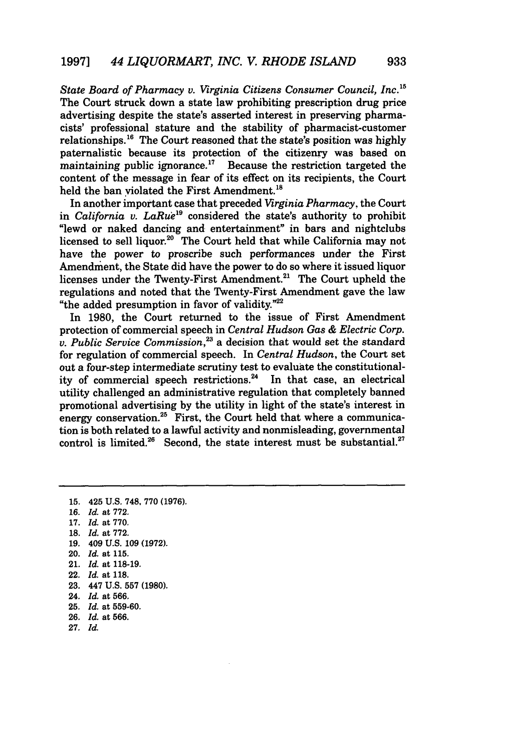*State Board of Pharmacy v. Virginia Citizens Consumer Council, Inc.*[15] The Court struck down a state law prohibiting prescription drug price advertising despite the state's asserted interest in preserving pharmacists' professional stature and the stability of pharmacist-customer relationships.[16] The Court reasoned that the state's position was highly paternalistic because its protection of the citizenry was based on maintaining public ignorance.[17] Because the restriction targeted the content of the message in fear of its effect on its recipients, the Court held the ban violated the First Amendment.[18]

In another important case that preceded *Virginia Pharmacy*, the Court in *California v. LaRue*[19] considered the state's authority to prohibit "lewd or naked dancing and entertainment" in bars and nightclubs licensed to sell liquor.[20] The Court held that while California may not have the power to proscribe such performances under the First Amendment, the State did have the power to do so where it issued liquor licenses under the Twenty-First Amendment.[21] The Court upheld the regulations and noted that the Twenty-First Amendment gave the law "the added presumption in favor of validity."[22]

In 1980, the Court returned to the issue of First Amendment protection of commercial speech in *Central Hudson Gas & Electric Corp. v. Public Service Commission*,[23] a decision that would set the standard for regulation of commercial speech. In *Central Hudson*, the Court set out a four-step intermediate scrutiny test to evaluate the constitutionality of commercial speech restrictions.[24] In that case, an electrical utility challenged an administrative regulation that completely banned promotional advertising by the utility in light of the state's interest in energy conservation.[25] First, the Court held that where a communication is both related to a lawful activity and nonmisleading, governmental control is limited.[26] Second, the state interest must be substantial.[27]

---

15. 425 U.S. 748, 770 (1976).
16. *Id.* at 772.
17. *Id.* at 770.
18. *Id.* at 772.
19. 409 U.S. 109 (1972).
20. *Id.* at 115.
21. *Id.* at 118-19.
22. *Id.* at 118.
23. 447 U.S. 557 (1980).
24. *Id.* at 566.
25. *Id.* at 559-60.
26. *Id.* at 566.
27. *Id.*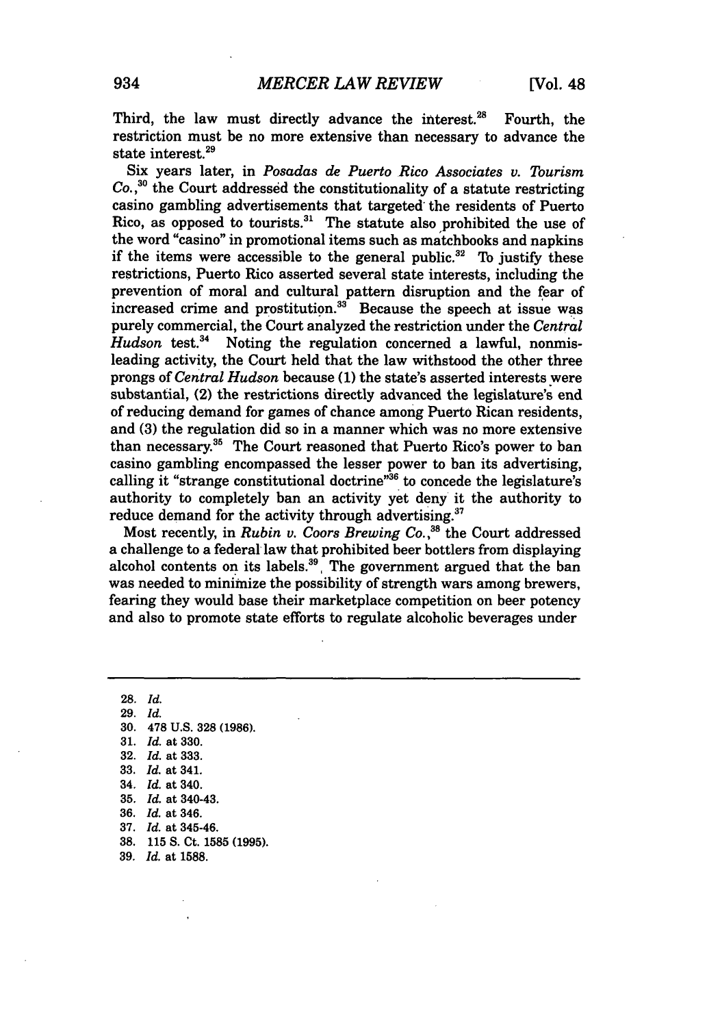Third, the law must directly advance the interest.[28] Fourth, the restriction must be no more extensive than necessary to advance the state interest.[29]

Six years later, in *Posadas de Puerto Rico Associates v. Tourism Co.*,[30] the Court addressed the constitutionality of a statute restricting casino gambling advertisements that targeted the residents of Puerto Rico, as opposed to tourists.[31] The statute also prohibited the use of the word "casino" in promotional items such as matchbooks and napkins if the items were accessible to the general public.[32] To justify these restrictions, Puerto Rico asserted several state interests, including the prevention of moral and cultural pattern disruption and the fear of increased crime and prostitution.[33] Because the speech at issue was purely commercial, the Court analyzed the restriction under the *Central Hudson* test.[34] Noting the regulation concerned a lawful, nonmisleading activity, the Court held that the law withstood the other three prongs of *Central Hudson* because (1) the state's asserted interests were substantial, (2) the restrictions directly advanced the legislature's end of reducing demand for games of chance among Puerto Rican residents, and (3) the regulation did so in a manner which was no more extensive than necessary.[35] The Court reasoned that Puerto Rico's power to ban casino gambling encompassed the lesser power to ban its advertising, calling it "strange constitutional doctrine"[36] to concede the legislature's authority to completely ban an activity yet deny it the authority to reduce demand for the activity through advertising.[37]

Most recently, in *Rubin v. Coors Brewing Co.*,[38] the Court addressed a challenge to a federal law that prohibited beer bottlers from displaying alcohol contents on its labels.[39] The government argued that the ban was needed to minimize the possibility of strength wars among brewers, fearing they would base their marketplace competition on beer potency and also to promote state efforts to regulate alcoholic beverages under

---

28. *Id.*
29. *Id.*
30. 478 U.S. 328 (1986).
31. *Id.* at 330.
32. *Id.* at 333.
33. *Id.* at 341.
34. *Id.* at 340.
35. *Id.* at 340-43.
36. *Id.* at 346.
37. *Id.* at 345-46.
38. 115 S. Ct. 1585 (1995).
39. *Id.* at 1588.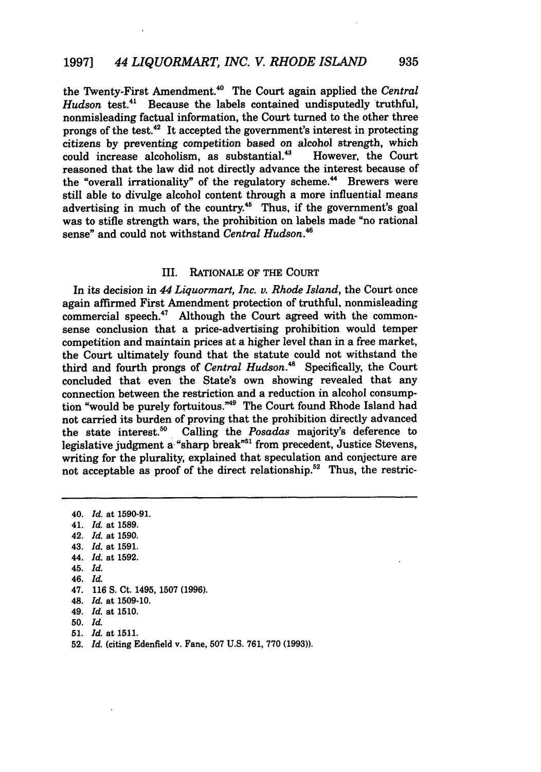the Twenty-First Amendment.[40] The Court again applied the *Central Hudson* test.[41] Because the labels contained undisputedly truthful, nonmisleading factual information, the Court turned to the other three prongs of the test.[42] It accepted the government's interest in protecting citizens by preventing competition based on alcohol strength, which could increase alcoholism, as substantial.[43] However, the Court reasoned that the law did not directly advance the interest because of the "overall irrationality" of the regulatory scheme.[44] Brewers were still able to divulge alcohol content through a more influential means advertising in much of the country.[45] Thus, if the government's goal was to stifle strength wars, the prohibition on labels made "no rational sense" and could not withstand *Central Hudson*.[46]

## III. RATIONALE OF THE COURT

In its decision in *44 Liquormart, Inc. v. Rhode Island*, the Court once again affirmed First Amendment protection of truthful, nonmisleading commercial speech.[47] Although the Court agreed with the common-sense conclusion that a price-advertising prohibition would temper competition and maintain prices at a higher level than in a free market, the Court ultimately found that the statute could not withstand the third and fourth prongs of *Central Hudson*.[48] Specifically, the Court concluded that even the State's own showing revealed that any connection between the restriction and a reduction in alcohol consumption "would be purely fortuitous."[49] The Court found Rhode Island had not carried its burden of proving that the prohibition directly advanced the state interest.[50] Calling the *Posadas* majority's deference to legislative judgment a "sharp break"[51] from precedent, Justice Stevens, writing for the plurality, explained that speculation and conjecture are not acceptable as proof of the direct relationship.[52] Thus, the restric-

---

40. *Id.* at 1590-91.
41. *Id.* at 1589.
42. *Id.* at 1590.
43. *Id.* at 1591.
44. *Id.* at 1592.
45. *Id.*
46. *Id.*
47. 116 S. Ct. 1495, 1507 (1996).
48. *Id.* at 1509-10.
49. *Id.* at 1510.
50. *Id.*
51. *Id.* at 1511.
52. *Id.* (citing Edenfield v. Fane, 507 U.S. 761, 770 (1993)).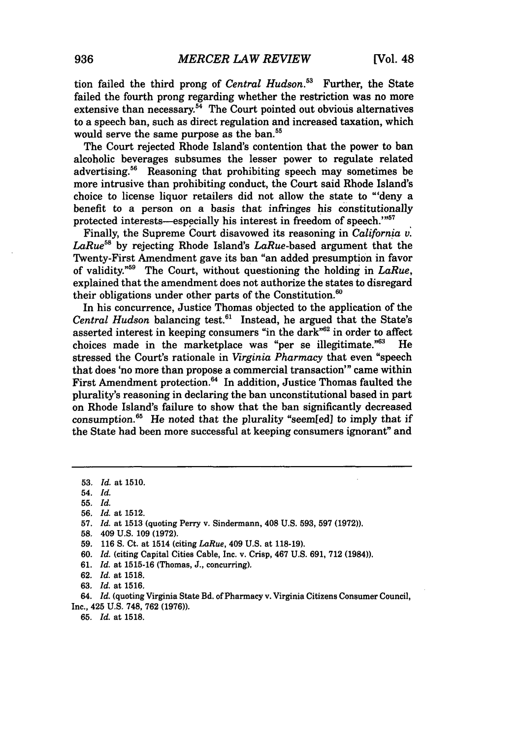tion failed the third prong of *Central Hudson*.[53] Further, the State failed the fourth prong regarding whether the restriction was no more extensive than necessary.[54] The Court pointed out obvious alternatives to a speech ban, such as direct regulation and increased taxation, which would serve the same purpose as the ban.[55]

The Court rejected Rhode Island's contention that the power to ban alcoholic beverages subsumes the lesser power to regulate related advertising.[56] Reasoning that prohibiting speech may sometimes be more intrusive than prohibiting conduct, the Court said Rhode Island's choice to license liquor retailers did not allow the state to "'deny a benefit to a person on a basis that infringes his constitutionally protected interests—especially his interest in freedom of speech.'"[57]

Finally, the Supreme Court disavowed its reasoning in *California v. LaRue*[58] by rejecting Rhode Island's *LaRue*-based argument that the Twenty-First Amendment gave its ban "an added presumption in favor of validity."[59] The Court, without questioning the holding in *LaRue*, explained that the amendment does not authorize the states to disregard their obligations under other parts of the Constitution.[60]

In his concurrence, Justice Thomas objected to the application of the *Central Hudson* balancing test.[61] Instead, he argued that the State's asserted interest in keeping consumers "in the dark"[62] in order to affect choices made in the marketplace was "per se illegitimate."[63] He stressed the Court's rationale in *Virginia Pharmacy* that even "speech that does 'no more than propose a commercial transaction'" came within First Amendment protection.[64] In addition, Justice Thomas faulted the plurality's reasoning in declaring the ban unconstitutional based in part on Rhode Island's failure to show that the ban significantly decreased consumption.[65] He noted that the plurality "seem[ed] to imply that if the State had been more successful at keeping consumers ignorant" and

---

53. *Id.* at 1510.
54. *Id.*
55. *Id.*
56. *Id.* at 1512.
57. *Id.* at 1513 (quoting Perry v. Sindermann, 408 U.S. 593, 597 (1972)).
58. 409 U.S. 109 (1972).
59. 116 S. Ct. at 1514 (citing *LaRue*, 409 U.S. at 118-19).
60. *Id.* (citing Capital Cities Cable, Inc. v. Crisp, 467 U.S. 691, 712 (1984)).
61. *Id.* at 1515-16 (Thomas, J., concurring).
62. *Id.* at 1518.
63. *Id.* at 1516.
64. *Id.* (quoting Virginia State Bd. of Pharmacy v. Virginia Citizens Consumer Council, Inc., 425 U.S. 748, 762 (1976)).
65. *Id.* at 1518.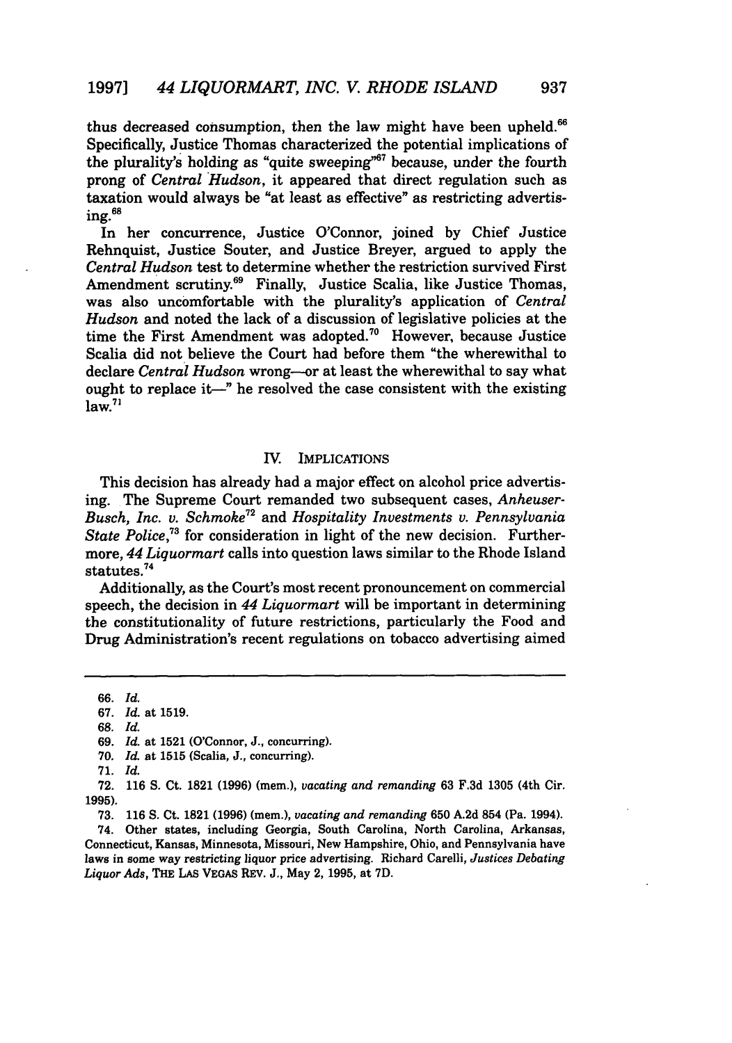thus decreased consumption, then the law might have been upheld.[66] Specifically, Justice Thomas characterized the potential implications of the plurality's holding as "quite sweeping"[67] because, under the fourth prong of *Central Hudson*, it appeared that direct regulation such as taxation would always be "at least as effective" as restricting advertising.[68]

In her concurrence, Justice O'Connor, joined by Chief Justice Rehnquist, Justice Souter, and Justice Breyer, argued to apply the *Central Hudson* test to determine whether the restriction survived First Amendment scrutiny.[69] Finally, Justice Scalia, like Justice Thomas, was also uncomfortable with the plurality's application of *Central Hudson* and noted the lack of a discussion of legislative policies at the time the First Amendment was adopted.[70] However, because Justice Scalia did not believe the Court had before them "the wherewithal to declare *Central Hudson* wrong—or at least the wherewithal to say what ought to replace it—" he resolved the case consistent with the existing law.[71]

## IV. IMPLICATIONS

This decision has already had a major effect on alcohol price advertising. The Supreme Court remanded two subsequent cases, *Anheuser-Busch, Inc. v. Schmoke*[72] and *Hospitality Investments v. Pennsylvania State Police*,[73] for consideration in light of the new decision. Furthermore, *44 Liquormart* calls into question laws similar to the Rhode Island statutes.[74]

Additionally, as the Court's most recent pronouncement on commercial speech, the decision in *44 Liquormart* will be important in determining the constitutionality of future restrictions, particularly the Food and Drug Administration's recent regulations on tobacco advertising aimed

---

66. *Id.*

67. *Id.* at 1519.

68. *Id.*

69. *Id.* at 1521 (O'Connor, J., concurring).

70. *Id.* at 1515 (Scalia, J., concurring).

71. *Id.*

72. 116 S. Ct. 1821 (1996) (mem.), *vacating and remanding* 63 F.3d 1305 (4th Cir. 1995).

73. 116 S. Ct. 1821 (1996) (mem.), *vacating and remanding* 650 A.2d 854 (Pa. 1994).

74. Other states, including Georgia, South Carolina, North Carolina, Arkansas, Connecticut, Kansas, Minnesota, Missouri, New Hampshire, Ohio, and Pennsylvania have laws in some way restricting liquor price advertising. Richard Carelli, *Justices Debating Liquor Ads*, THE LAS VEGAS REV. J., May 2, 1995, at 7D.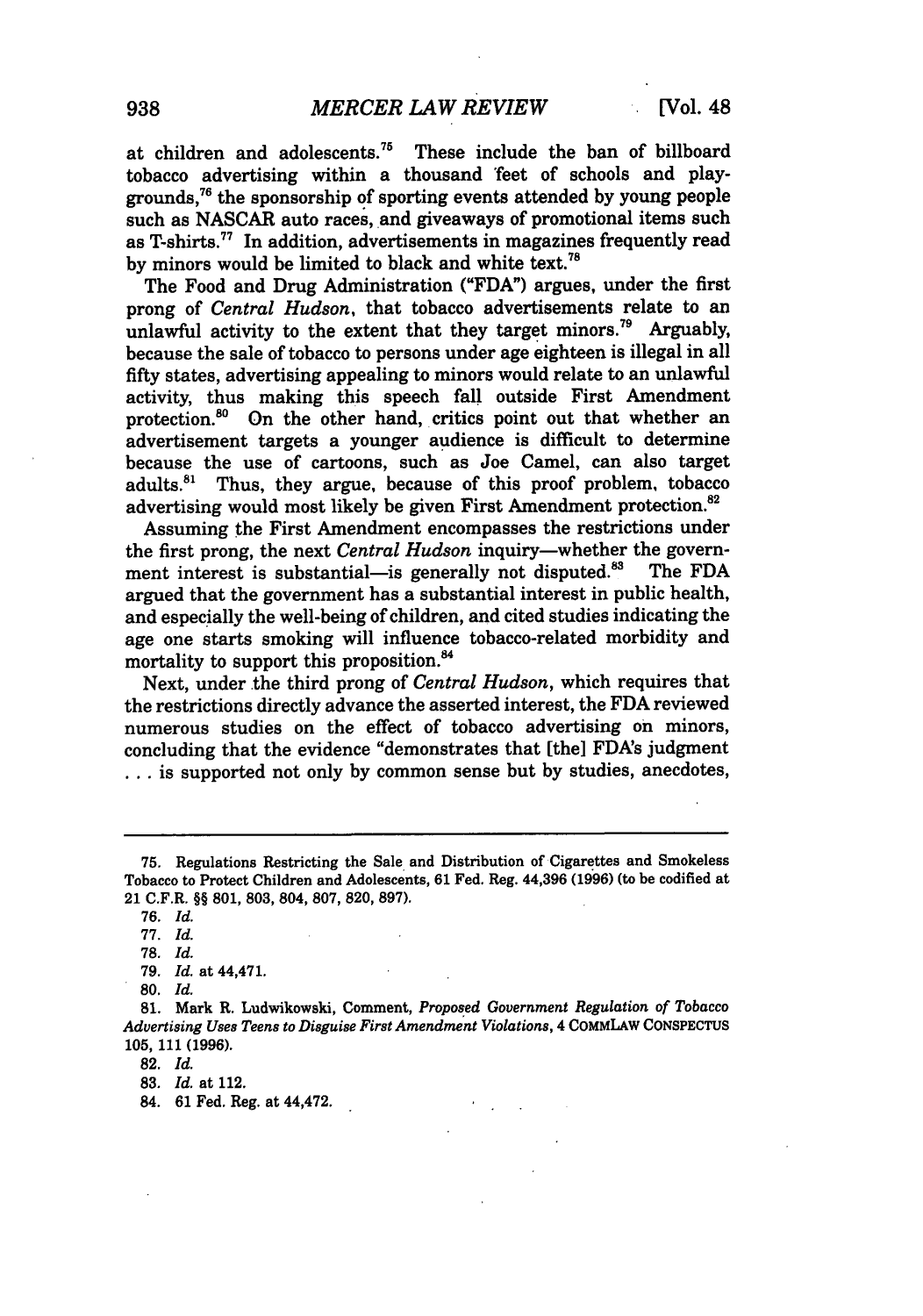at children and adolescents.[75] These include the ban of billboard tobacco advertising within a thousand feet of schools and playgrounds,[76] the sponsorship of sporting events attended by young people such as NASCAR auto races, and giveaways of promotional items such as T-shirts.[77] In addition, advertisements in magazines frequently read by minors would be limited to black and white text.[78]

The Food and Drug Administration ("FDA") argues, under the first prong of *Central Hudson*, that tobacco advertisements relate to an unlawful activity to the extent that they target minors.[79] Arguably, because the sale of tobacco to persons under age eighteen is illegal in all fifty states, advertising appealing to minors would relate to an unlawful activity, thus making this speech fall outside First Amendment protection.[80] On the other hand, critics point out that whether an advertisement targets a younger audience is difficult to determine because the use of cartoons, such as Joe Camel, can also target adults.[81] Thus, they argue, because of this proof problem, tobacco advertising would most likely be given First Amendment protection.[82]

Assuming the First Amendment encompasses the restrictions under the first prong, the next *Central Hudson* inquiry—whether the government interest is substantial—is generally not disputed.[83] The FDA argued that the government has a substantial interest in public health, and especially the well-being of children, and cited studies indicating the age one starts smoking will influence tobacco-related morbidity and mortality to support this proposition.[84]

Next, under the third prong of *Central Hudson*, which requires that the restrictions directly advance the asserted interest, the FDA reviewed numerous studies on the effect of tobacco advertising on minors, concluding that the evidence "demonstrates that [the] FDA's judgment . . . is supported not only by common sense but by studies, anecdotes,

---

75. Regulations Restricting the Sale and Distribution of Cigarettes and Smokeless Tobacco to Protect Children and Adolescents, 61 Fed. Reg. 44,396 (1996) (to be codified at 21 C.F.R. §§ 801, 803, 804, 807, 820, 897).

76. *Id.*

77. *Id.*

78. *Id.*

79. *Id.* at 44,471.

80. *Id.*

81. Mark R. Ludwikowski, Comment, *Proposed Government Regulation of Tobacco Advertising Uses Teens to Disguise First Amendment Violations*, 4 COMMLAW CONSPECTUS 105, 111 (1996).

82. *Id.*

83. *Id.* at 112.

84. 61 Fed. Reg. at 44,472.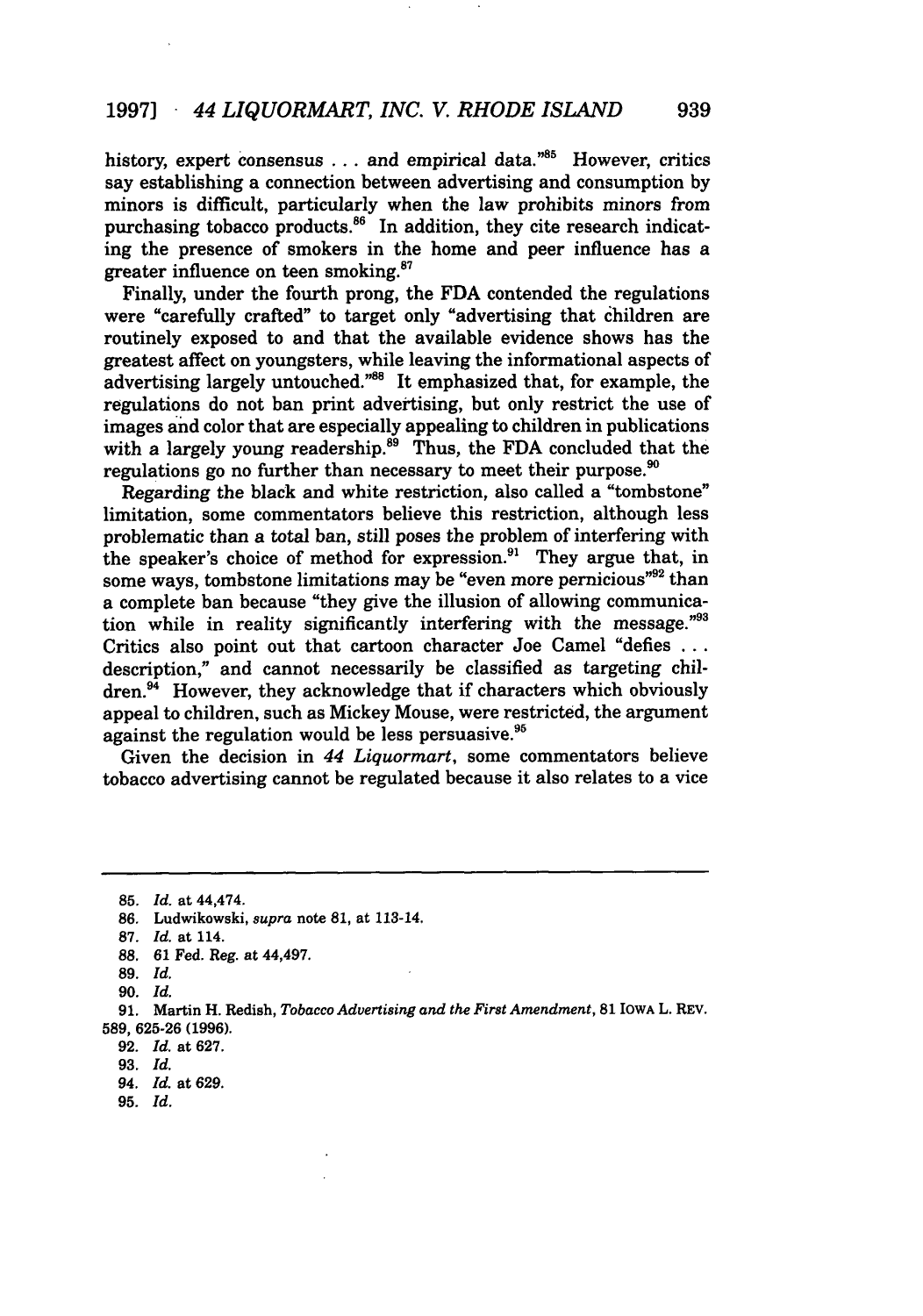history, expert consensus . . . and empirical data."[85] However, critics say establishing a connection between advertising and consumption by minors is difficult, particularly when the law prohibits minors from purchasing tobacco products.[86] In addition, they cite research indicating the presence of smokers in the home and peer influence has a greater influence on teen smoking.[87]

Finally, under the fourth prong, the FDA contended the regulations were "carefully crafted" to target only "advertising that children are routinely exposed to and that the available evidence shows has the greatest affect on youngsters, while leaving the informational aspects of advertising largely untouched."[88] It emphasized that, for example, the regulations do not ban print advertising, but only restrict the use of images and color that are especially appealing to children in publications with a largely young readership.[89] Thus, the FDA concluded that the regulations go no further than necessary to meet their purpose.[90]

Regarding the black and white restriction, also called a "tombstone" limitation, some commentators believe this restriction, although less problematic than a total ban, still poses the problem of interfering with the speaker's choice of method for expression.[91] They argue that, in some ways, tombstone limitations may be "even more pernicious"[92] than a complete ban because "they give the illusion of allowing communication while in reality significantly interfering with the message."[93] Critics also point out that cartoon character Joe Camel "defies . . . description," and cannot necessarily be classified as targeting children.[94] However, they acknowledge that if characters which obviously appeal to children, such as Mickey Mouse, were restricted, the argument against the regulation would be less persuasive.[95]

Given the decision in *44 Liquormart*, some commentators believe tobacco advertising cannot be regulated because it also relates to a vice

---

85. *Id.* at 44,474.
86. Ludwikowski, *supra* note 81, at 113-14.
87. *Id.* at 114.
88. 61 Fed. Reg. at 44,497.
89. *Id.*
90. *Id.*
91. Martin H. Redish, *Tobacco Advertising and the First Amendment*, 81 IOWA L. REV. 589, 625-26 (1996).
92. *Id.* at 627.
93. *Id.*
94. *Id.* at 629.
95. *Id.*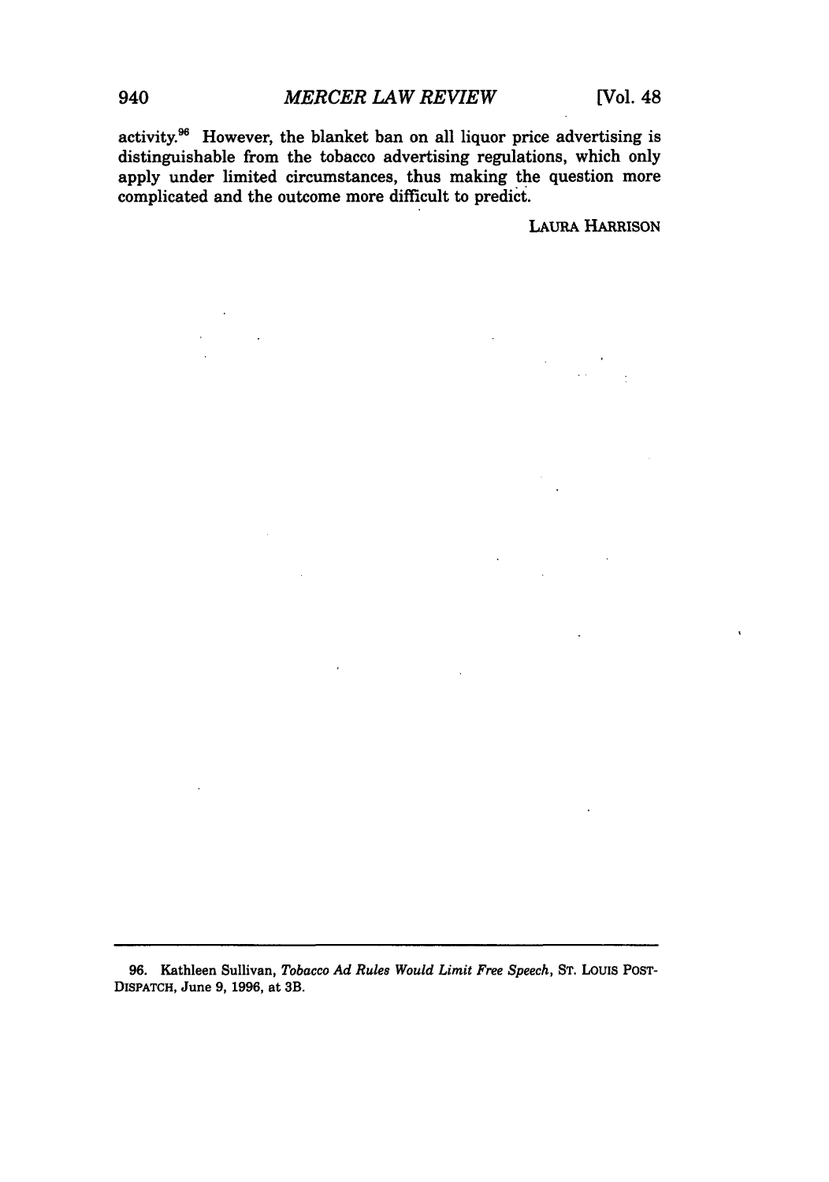activity.[96] However, the blanket ban on all liquor price advertising is distinguishable from the tobacco advertising regulations, which only apply under limited circumstances, thus making the question more complicated and the outcome more difficult to predict.

LAURA HARRISON

---

96. Kathleen Sullivan, *Tobacco Ad Rules Would Limit Free Speech*, ST. LOUIS POST-DISPATCH, June 9, 1996, at 3B.